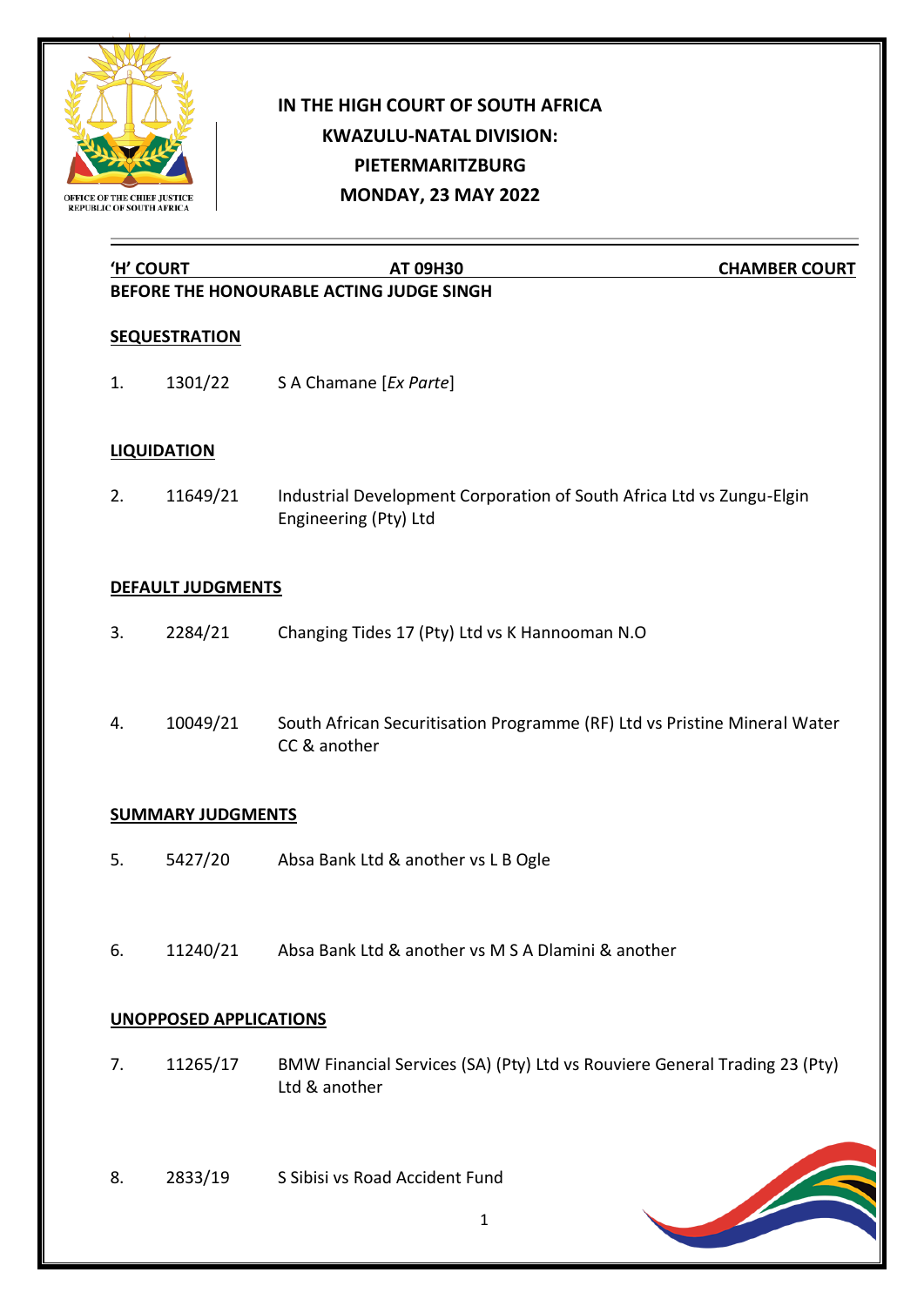# IN THE HIGH COURT OF SOUTH AFRICA
## KWAZULU-NATAL DIVISION:
## PIETERMARITZBURG
## MONDAY, 23 MAY 2022

OFFICE OF THE CHIEF JUSTICE
REPUBLIC OF SOUTH AFRICA

**'H' COURT** **AT 09H30** **CHAMBER COURT**

**BEFORE THE HONOURABLE ACTING JUDGE SINGH**

**SEQUESTRATION**

1. 1301/22 S A Chamane [*Ex Parte*]

**LIQUIDATION**

2. 11649/21 Industrial Development Corporation of South Africa Ltd vs Zungu-Elgin Engineering (Pty) Ltd

**DEFAULT JUDGMENTS**

3. 2284/21 Changing Tides 17 (Pty) Ltd vs K Hannooman N.O

4. 10049/21 South African Securitisation Programme (RF) Ltd vs Pristine Mineral Water CC & another

**SUMMARY JUDGMENTS**

5. 5427/20 Absa Bank Ltd & another vs L B Ogle

6. 11240/21 Absa Bank Ltd & another vs M S A Dlamini & another

**UNOPPOSED APPLICATIONS**

7. 11265/17 BMW Financial Services (SA) (Pty) Ltd vs Rouviere General Trading 23 (Pty) Ltd & another

8. 2833/19 S Sibisi vs Road Accident Fund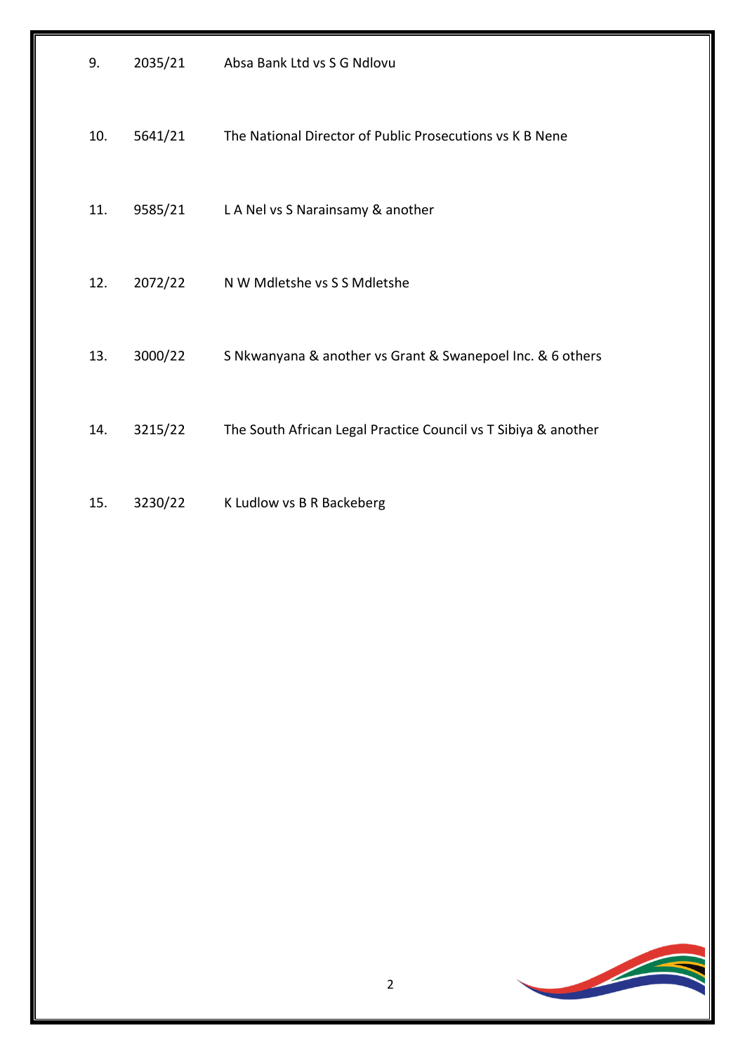| | | |
|---|---|---|
| 9. | 2035/21 | Absa Bank Ltd vs S G Ndlovu |
| 10. | 5641/21 | The National Director of Public Prosecutions vs K B Nene |
| 11. | 9585/21 | L A Nel vs S Narainsamy & another |
| 12. | 2072/22 | N W Mdletshe vs S S Mdletshe |
| 13. | 3000/22 | S Nkwanyana & another vs Grant & Swanepoel Inc. & 6 others |
| 14. | 3215/22 | The South African Legal Practice Council vs T Sibiya & another |
| 15. | 3230/22 | K Ludlow vs B R Backeberg |